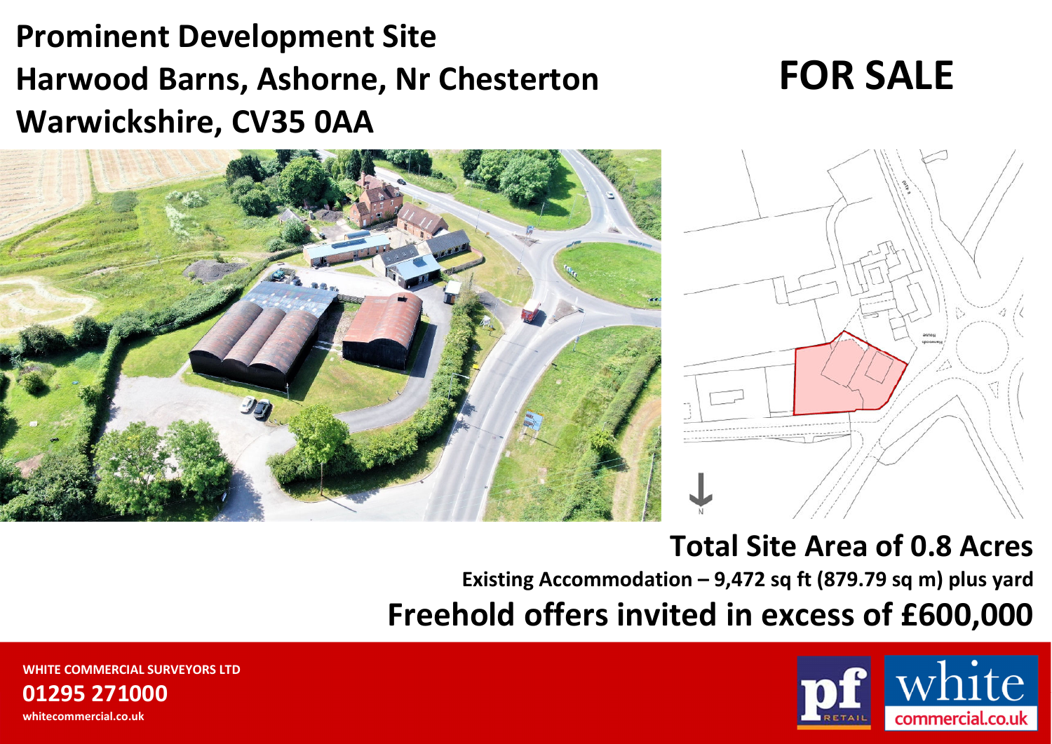# Prominent Development Site
# Harwood Barns, Ashorne, Nr Chesterton
# Warwickshire, CV35 0AA

# FOR SALE

## Total Site Area of 0.8 Acres

**Existing Accommodation – 9,472 sq ft (879.79 sq m) plus yard**

## Freehold offers invited in excess of £600,000

**WHITE COMMERCIAL SURVEYORS LTD**

**01295 271000**

**whitecommercial.co.uk**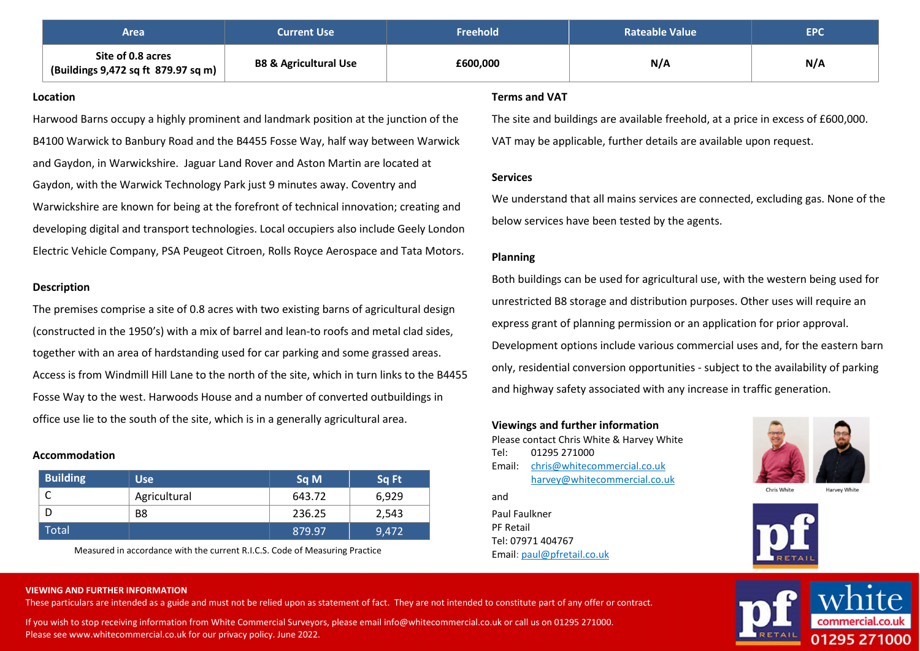| Area | Current Use | Freehold | Rateable Value | EPC |
|---|---|---|---|---|
| Site of 0.8 acres (Buildings 9,472 sq ft 879.97 sq m) | B8 & Agricultural Use | £600,000 | N/A | N/A |

## Location

Harwood Barns occupy a highly prominent and landmark position at the junction of the B4100 Warwick to Banbury Road and the B4455 Fosse Way, half way between Warwick and Gaydon, in Warwickshire. Jaguar Land Rover and Aston Martin are located at Gaydon, with the Warwick Technology Park just 9 minutes away. Coventry and Warwickshire are known for being at the forefront of technical innovation; creating and developing digital and transport technologies. Local occupiers also include Geely London Electric Vehicle Company, PSA Peugeot Citroen, Rolls Royce Aerospace and Tata Motors.

## Description

The premises comprise a site of 0.8 acres with two existing barns of agricultural design (constructed in the 1950's) with a mix of barrel and lean-to roofs and metal clad sides, together with an area of hardstanding used for car parking and some grassed areas. Access is from Windmill Hill Lane to the north of the site, which in turn links to the B4455 Fosse Way to the west. Harwoods House and a number of converted outbuildings in office use lie to the south of the site, which is in a generally agricultural area.

## Accommodation

| Building | Use | Sq M | Sq Ft |
|---|---|---|---|
| C | Agricultural | 643.72 | 6,929 |
| D | B8 | 236.25 | 2,543 |
| Total | | 879.97 | 9,472 |

Measured in accordance with the current R.I.C.S. Code of Measuring Practice

## Terms and VAT

The site and buildings are available freehold, at a price in excess of £600,000. VAT may be applicable, further details are available upon request.

## Services

We understand that all mains services are connected, excluding gas. None of the below services have been tested by the agents.

## Planning

Both buildings can be used for agricultural use, with the western being used for unrestricted B8 storage and distribution purposes. Other uses will require an express grant of planning permission or an application for prior approval. Development options include various commercial uses and, for the eastern barn only, residential conversion opportunities - subject to the availability of parking and highway safety associated with any increase in traffic generation.

## Viewings and further information

Please contact Chris White & Harvey White
Tel: 01295 271000
Email: chris@whitecommercial.co.uk
harvey@whitecommercial.co.uk

Chris White
Harvey White

and

Paul Faulkner
PF Retail
Tel: 07971 404767
Email: paul@pfretail.co.uk

**VIEWING AND FURTHER INFORMATION**

These particulars are intended as a guide and must not be relied upon as statement of fact. They are not intended to constitute part of any offer or contract.

If you wish to stop receiving information from White Commercial Surveyors, please email info@whitecommercial.co.uk or call us on 01295 271000.
Please see www.whitecommercial.co.uk for our privacy policy. June 2022.

white commercial.co.uk 01295 271000